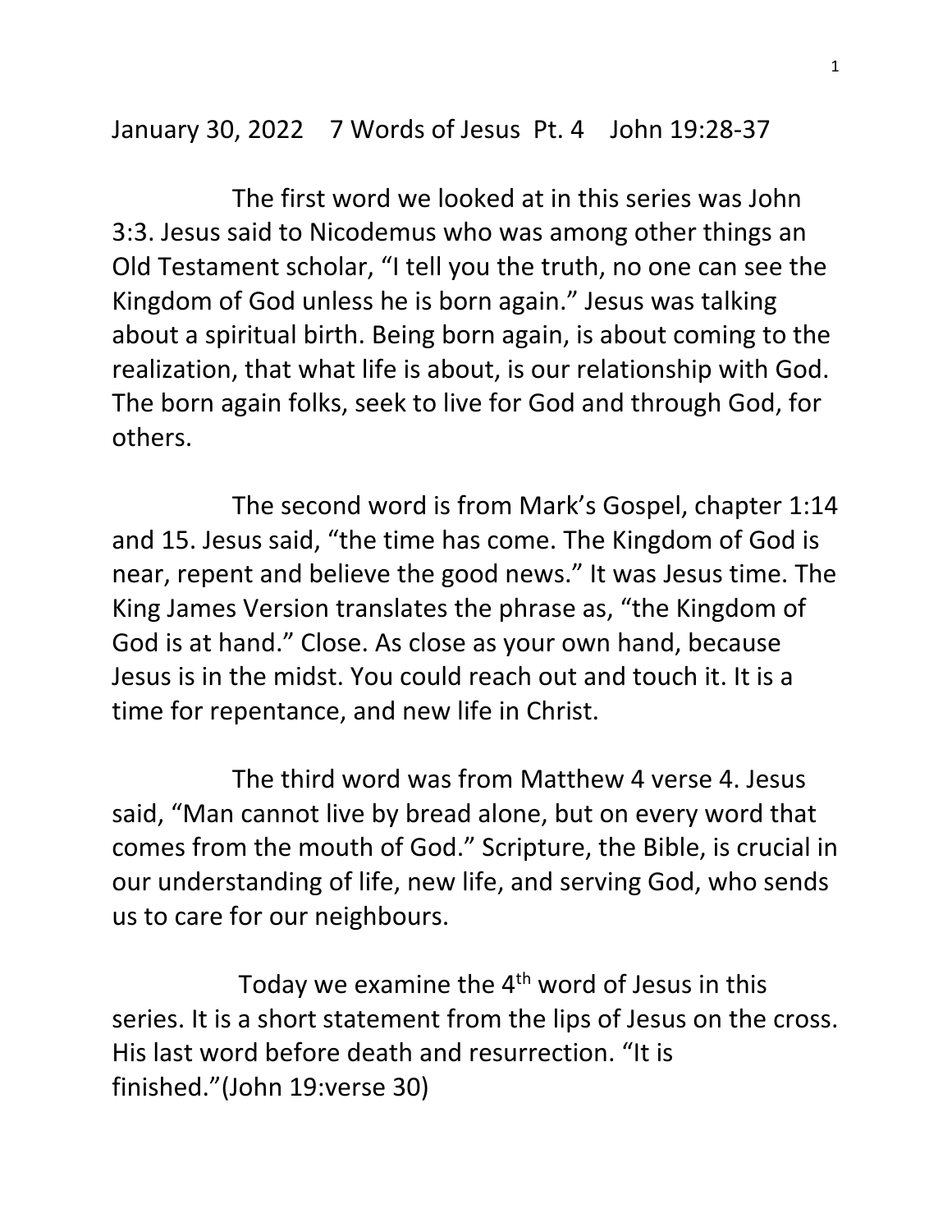January 30, 2022 7 Words of Jesus Pt. 4 John 19:28-37

The first word we looked at in this series was John 3:3. Jesus said to Nicodemus who was among other things an Old Testament scholar, "I tell you the truth, no one can see the Kingdom of God unless he is born again." Jesus was talking about a spiritual birth. Being born again, is about coming to the realization, that what life is about, is our relationship with God. The born again folks, seek to live for God and through God, for others.

The second word is from Mark's Gospel, chapter 1:14 and 15. Jesus said, "the time has come. The Kingdom of God is near, repent and believe the good news." It was Jesus time. The King James Version translates the phrase as, "the Kingdom of God is at hand." Close. As close as your own hand, because Jesus is in the midst. You could reach out and touch it. It is a time for repentance, and new life in Christ.

The third word was from Matthew 4 verse 4. Jesus said, "Man cannot live by bread alone, but on every word that comes from the mouth of God." Scripture, the Bible, is crucial in our understanding of life, new life, and serving God, who sends us to care for our neighbours.

Today we examine the 4th word of Jesus in this series. It is a short statement from the lips of Jesus on the cross. His last word before death and resurrection. "It is finished."(John 19:verse 30)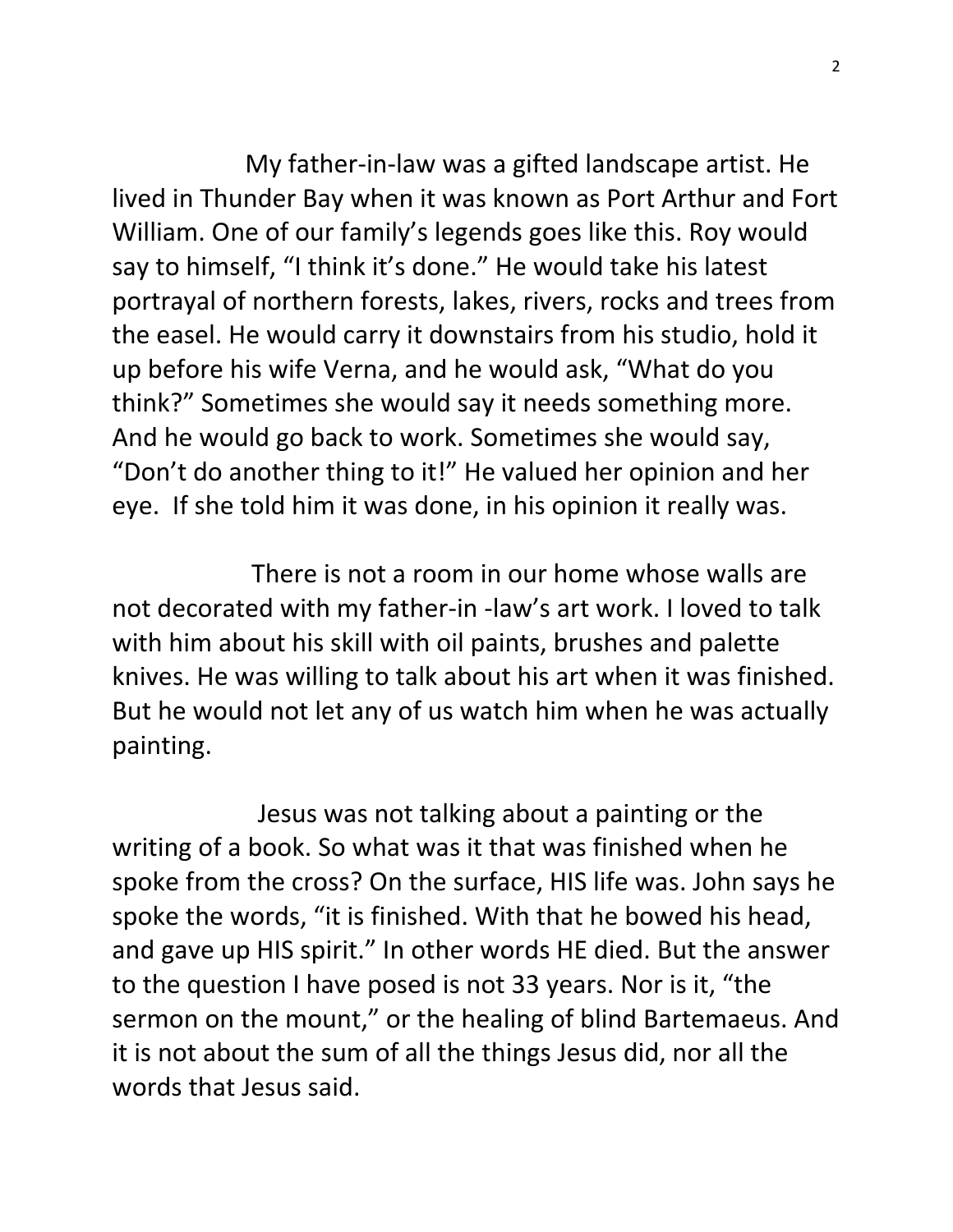My father-in-law was a gifted landscape artist. He lived in Thunder Bay when it was known as Port Arthur and Fort William. One of our family's legends goes like this. Roy would say to himself, "I think it's done." He would take his latest portrayal of northern forests, lakes, rivers, rocks and trees from the easel. He would carry it downstairs from his studio, hold it up before his wife Verna, and he would ask, "What do you think?" Sometimes she would say it needs something more. And he would go back to work. Sometimes she would say, "Don't do another thing to it!" He valued her opinion and her eye. If she told him it was done, in his opinion it really was.

There is not a room in our home whose walls are not decorated with my father-in -law's art work. I loved to talk with him about his skill with oil paints, brushes and palette knives. He was willing to talk about his art when it was finished. But he would not let any of us watch him when he was actually painting.

Jesus was not talking about a painting or the writing of a book. So what was it that was finished when he spoke from the cross? On the surface, HIS life was. John says he spoke the words, "it is finished. With that he bowed his head, and gave up HIS spirit." In other words HE died. But the answer to the question I have posed is not 33 years. Nor is it, "the sermon on the mount," or the healing of blind Bartemaeus. And it is not about the sum of all the things Jesus did, nor all the words that Jesus said.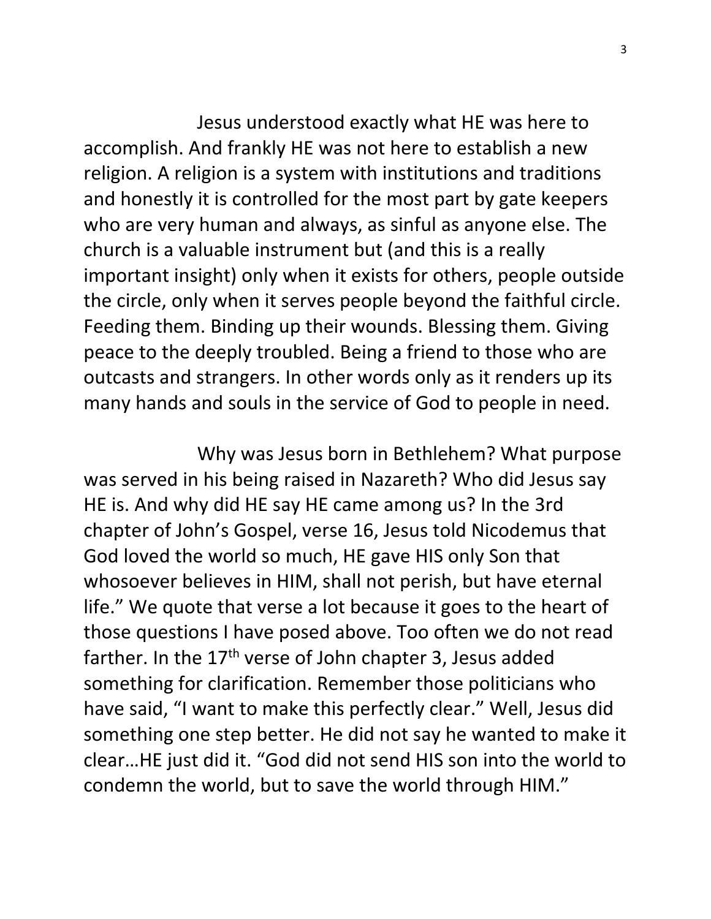Jesus understood exactly what HE was here to accomplish. And frankly HE was not here to establish a new religion. A religion is a system with institutions and traditions and honestly it is controlled for the most part by gate keepers who are very human and always, as sinful as anyone else. The church is a valuable instrument but (and this is a really important insight) only when it exists for others, people outside the circle, only when it serves people beyond the faithful circle. Feeding them. Binding up their wounds. Blessing them. Giving peace to the deeply troubled. Being a friend to those who are outcasts and strangers. In other words only as it renders up its many hands and souls in the service of God to people in need.

Why was Jesus born in Bethlehem? What purpose was served in his being raised in Nazareth? Who did Jesus say HE is. And why did HE say HE came among us? In the 3rd chapter of John's Gospel, verse 16, Jesus told Nicodemus that God loved the world so much, HE gave HIS only Son that whosoever believes in HIM, shall not perish, but have eternal life." We quote that verse a lot because it goes to the heart of those questions I have posed above. Too often we do not read farther. In the 17th verse of John chapter 3, Jesus added something for clarification. Remember those politicians who have said, "I want to make this perfectly clear." Well, Jesus did something one step better. He did not say he wanted to make it clear…HE just did it. "God did not send HIS son into the world to condemn the world, but to save the world through HIM."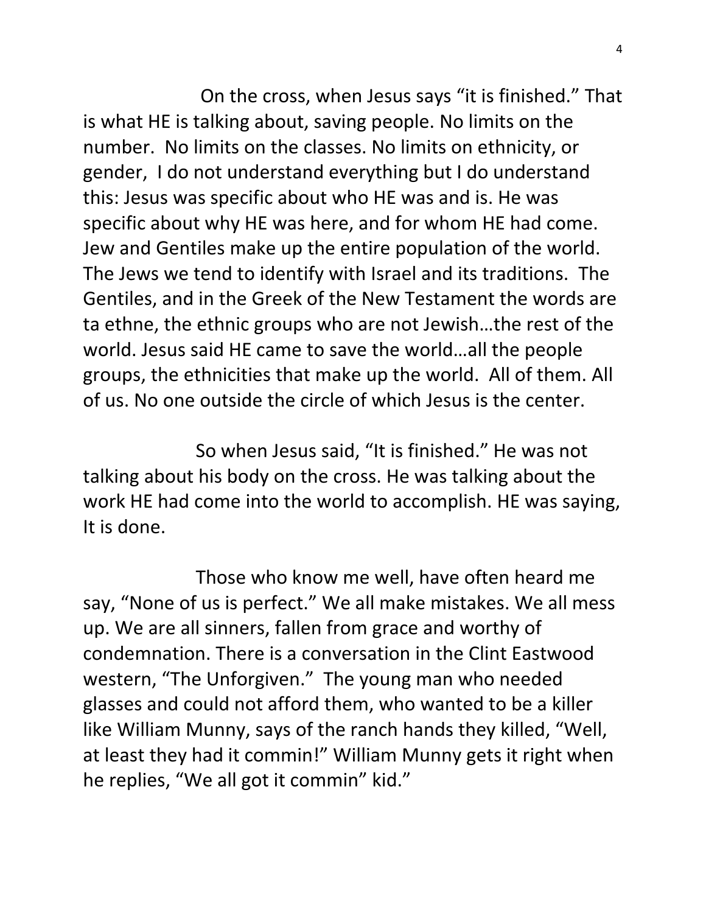On the cross, when Jesus says "it is finished." That is what HE is talking about, saving people. No limits on the number. No limits on the classes. No limits on ethnicity, or gender, I do not understand everything but I do understand this: Jesus was specific about who HE was and is. He was specific about why HE was here, and for whom HE had come. Jew and Gentiles make up the entire population of the world. The Jews we tend to identify with Israel and its traditions. The Gentiles, and in the Greek of the New Testament the words are ta ethne, the ethnic groups who are not Jewish…the rest of the world. Jesus said HE came to save the world…all the people groups, the ethnicities that make up the world. All of them. All of us. No one outside the circle of which Jesus is the center.

So when Jesus said, "It is finished." He was not talking about his body on the cross. He was talking about the work HE had come into the world to accomplish. HE was saying, It is done.

Those who know me well, have often heard me say, "None of us is perfect." We all make mistakes. We all mess up. We are all sinners, fallen from grace and worthy of condemnation. There is a conversation in the Clint Eastwood western, "The Unforgiven." The young man who needed glasses and could not afford them, who wanted to be a killer like William Munny, says of the ranch hands they killed, "Well, at least they had it commin!" William Munny gets it right when he replies, "We all got it commin" kid."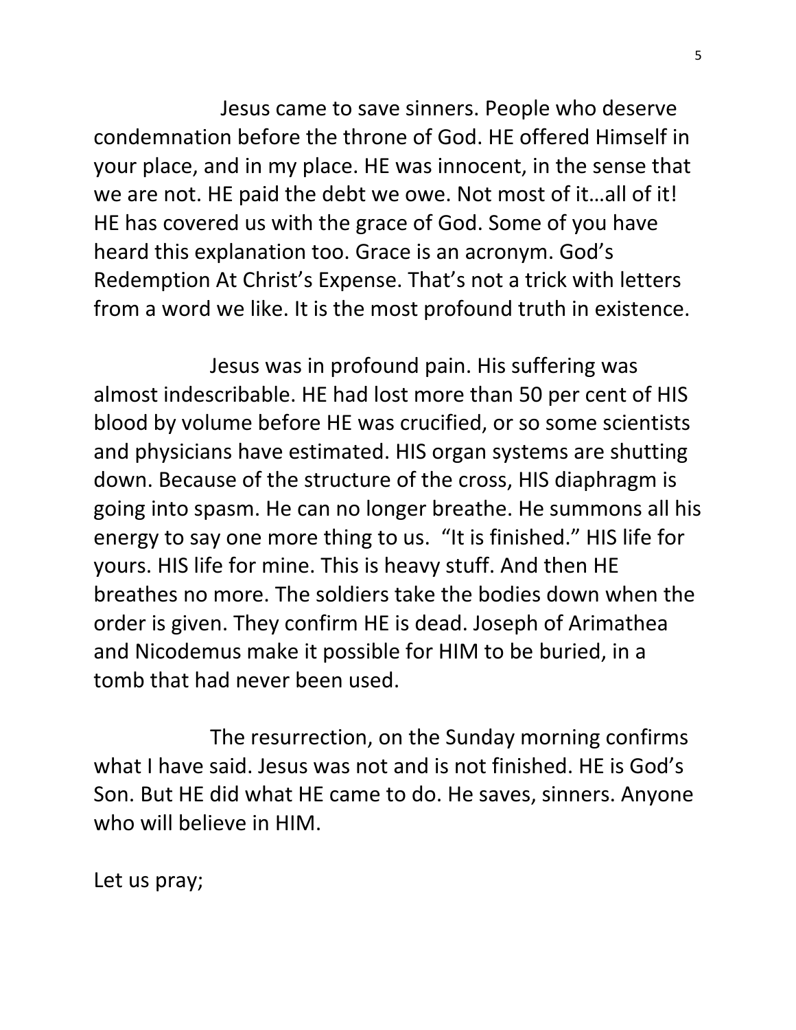Jesus came to save sinners. People who deserve condemnation before the throne of God. HE offered Himself in your place, and in my place. HE was innocent, in the sense that we are not. HE paid the debt we owe. Not most of it…all of it! HE has covered us with the grace of God. Some of you have heard this explanation too. Grace is an acronym. God's Redemption At Christ's Expense. That's not a trick with letters from a word we like. It is the most profound truth in existence.

Jesus was in profound pain. His suffering was almost indescribable. HE had lost more than 50 per cent of HIS blood by volume before HE was crucified, or so some scientists and physicians have estimated. HIS organ systems are shutting down. Because of the structure of the cross, HIS diaphragm is going into spasm. He can no longer breathe. He summons all his energy to say one more thing to us. "It is finished." HIS life for yours. HIS life for mine. This is heavy stuff. And then HE breathes no more. The soldiers take the bodies down when the order is given. They confirm HE is dead. Joseph of Arimathea and Nicodemus make it possible for HIM to be buried, in a tomb that had never been used.

The resurrection, on the Sunday morning confirms what I have said. Jesus was not and is not finished. HE is God's Son. But HE did what HE came to do. He saves, sinners. Anyone who will believe in HIM.

Let us pray;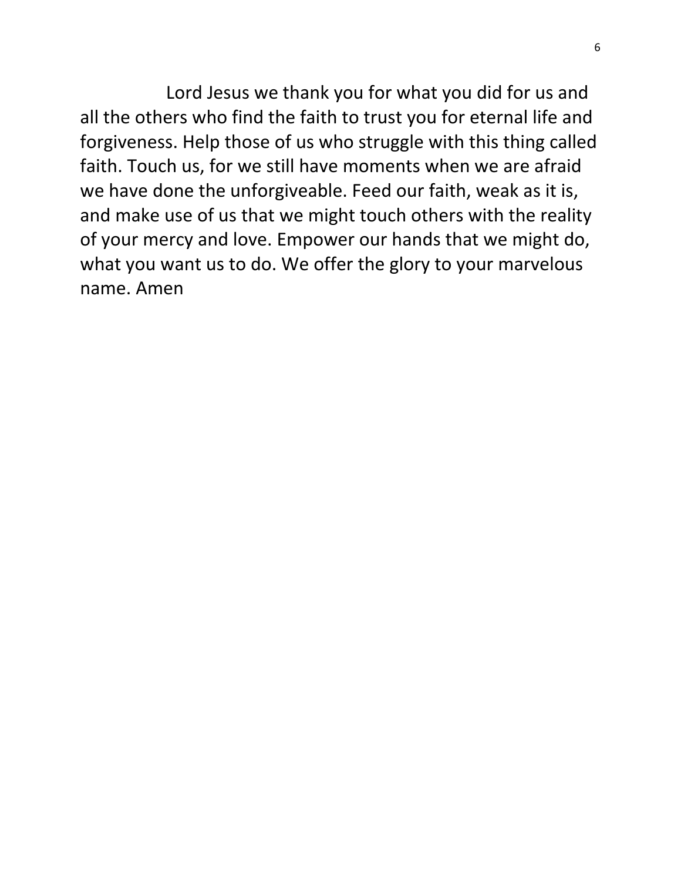Lord Jesus we thank you for what you did for us and all the others who find the faith to trust you for eternal life and forgiveness. Help those of us who struggle with this thing called faith. Touch us, for we still have moments when we are afraid we have done the unforgiveable. Feed our faith, weak as it is, and make use of us that we might touch others with the reality of your mercy and love. Empower our hands that we might do, what you want us to do. We offer the glory to your marvelous name. Amen